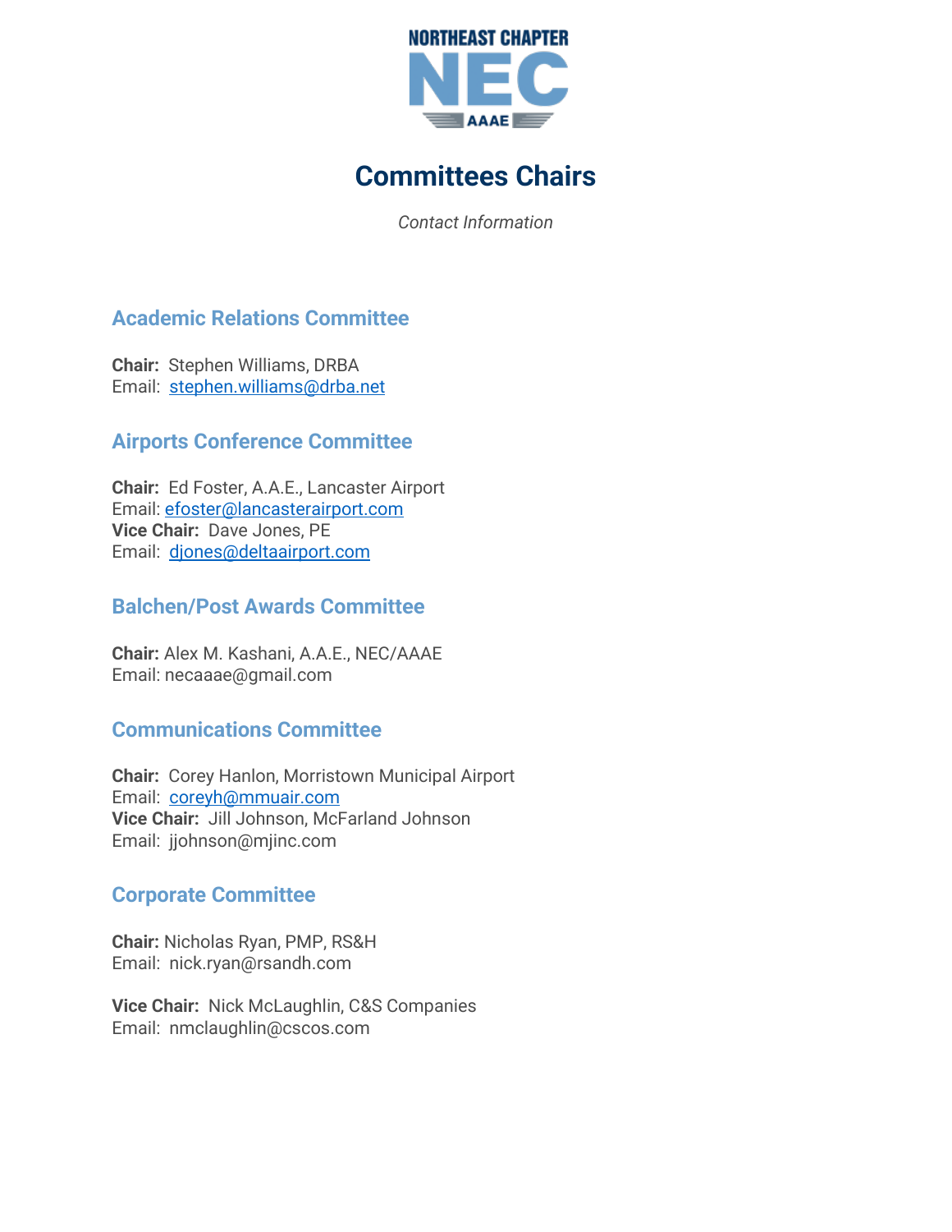NORTHEAST CHAPTER NEC AAAE

# Committees Chairs

*Contact Information*

## Academic Relations Committee

**Chair:** Stephen Williams, DRBA
Email: stephen.williams@drba.net

## Airports Conference Committee

**Chair:** Ed Foster, A.A.E., Lancaster Airport
Email: efoster@lancasterairport.com
**Vice Chair:** Dave Jones, PE
Email: djones@deltaairport.com

## Balchen/Post Awards Committee

**Chair:** Alex M. Kashani, A.A.E., NEC/AAAE
Email: necaaae@gmail.com

## Communications Committee

**Chair:** Corey Hanlon, Morristown Municipal Airport
Email: coreyh@mmuair.com
**Vice Chair:** Jill Johnson, McFarland Johnson
Email: jjohnson@mjinc.com

## Corporate Committee

**Chair:** Nicholas Ryan, PMP, RS&H
Email: nick.ryan@rsandh.com

**Vice Chair:** Nick McLaughlin, C&S Companies
Email: nmclaughlin@cscos.com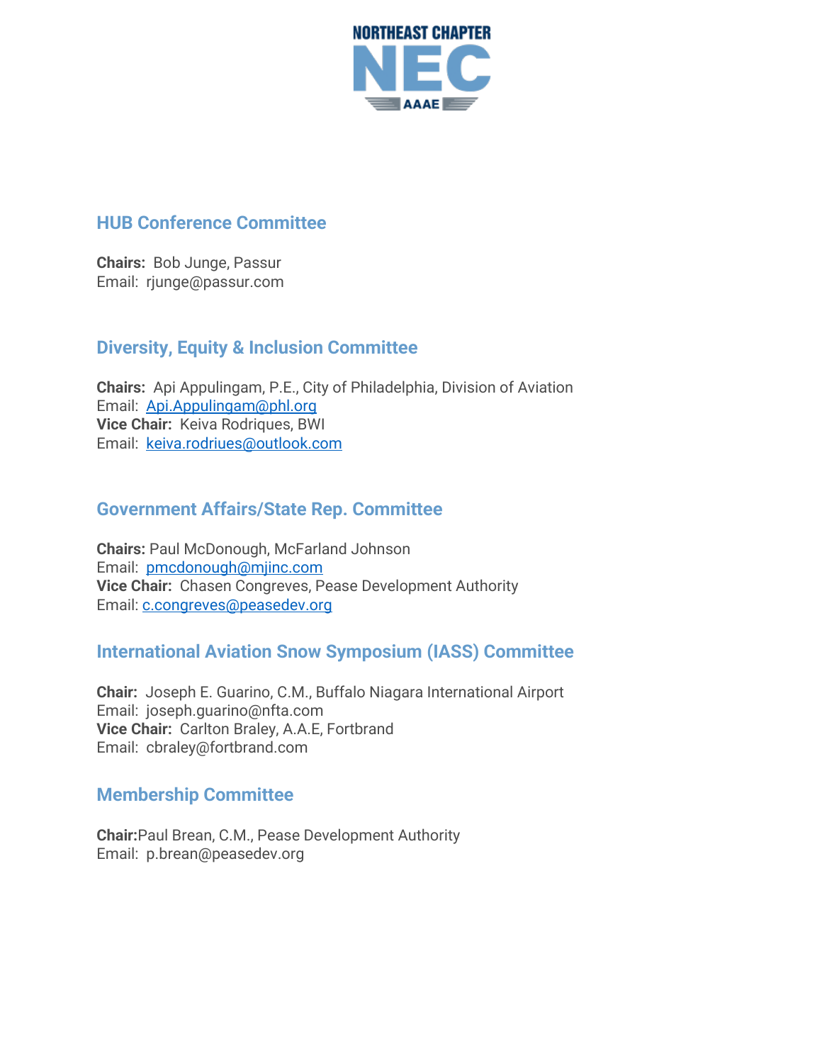## HUB Conference Committee

**Chairs:** Bob Junge, Passur
Email: rjunge@passur.com

## Diversity, Equity & Inclusion Committee

**Chairs:** Api Appulingam, P.E., City of Philadelphia, Division of Aviation
Email: Api.Appulingam@phl.org
**Vice Chair:** Keiva Rodriques, BWI
Email: keiva.rodriues@outlook.com

## Government Affairs/State Rep. Committee

**Chairs:** Paul McDonough, McFarland Johnson
Email: pmcdonough@mjinc.com
**Vice Chair:** Chasen Congreves, Pease Development Authority
Email: c.congreves@peasedev.org

## International Aviation Snow Symposium (IASS) Committee

**Chair:** Joseph E. Guarino, C.M., Buffalo Niagara International Airport
Email: joseph.guarino@nfta.com
**Vice Chair:** Carlton Braley, A.A.E, Fortbrand
Email: cbraley@fortbrand.com

## Membership Committee

**Chair:**Paul Brean, C.M., Pease Development Authority
Email: p.brean@peasedev.org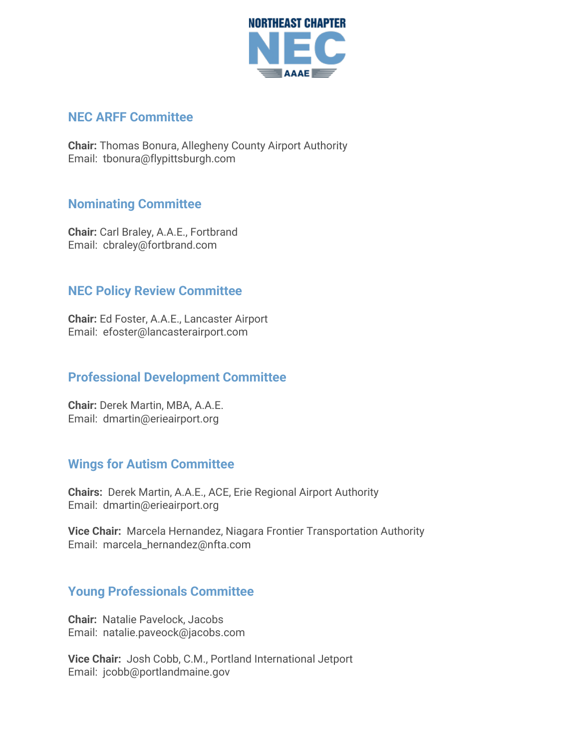## NEC ARFF Committee

**Chair:** Thomas Bonura, Allegheny County Airport Authority
Email: tbonura@flypittsburgh.com

## Nominating Committee

**Chair:** Carl Braley, A.A.E., Fortbrand
Email: cbraley@fortbrand.com

## NEC Policy Review Committee

**Chair:** Ed Foster, A.A.E., Lancaster Airport
Email: efoster@lancasterairport.com

## Professional Development Committee

**Chair:** Derek Martin, MBA, A.A.E.
Email: dmartin@erieairport.org

## Wings for Autism Committee

**Chairs:** Derek Martin, A.A.E., ACE, Erie Regional Airport Authority
Email: dmartin@erieairport.org

**Vice Chair:** Marcela Hernandez, Niagara Frontier Transportation Authority
Email: marcela_hernandez@nfta.com

## Young Professionals Committee

**Chair:** Natalie Pavelock, Jacobs
Email: natalie.paveock@jacobs.com

**Vice Chair:** Josh Cobb, C.M., Portland International Jetport
Email: jcobb@portlandmaine.gov